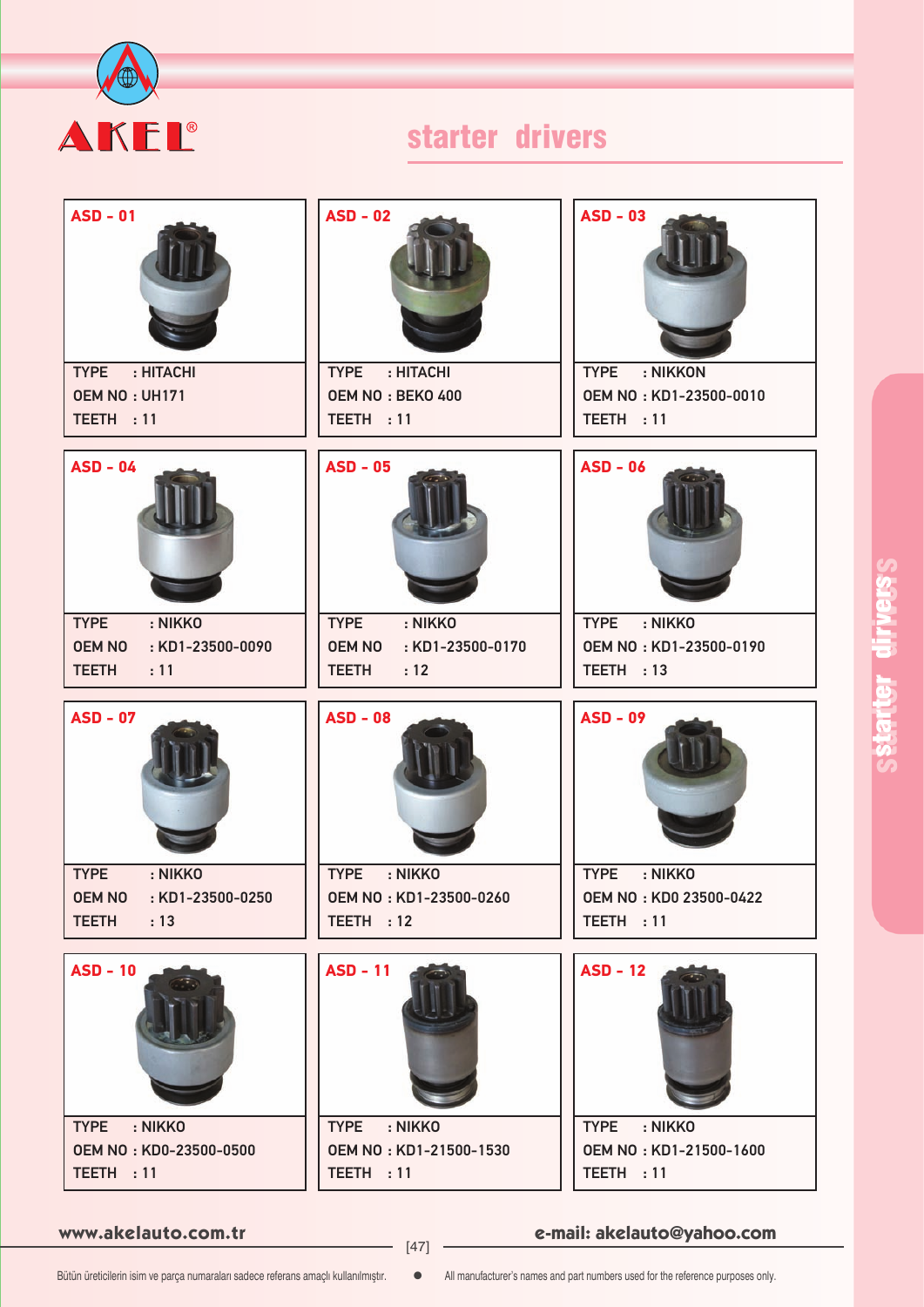# AKEL®

## starter drivers

**ASD - 01**
TYPE : HITACHI
OEM NO : UH171
TEETH : 11

**ASD - 02**
TYPE : HITACHI
OEM NO : BEKO 400
TEETH : 11

**ASD - 03**
TYPE : NIKKON
OEM NO : KD1-23500-0010
TEETH : 11

**ASD - 04**
TYPE : NIKKO
OEM NO : KD1-23500-0090
TEETH : 11

**ASD - 05**
TYPE : NIKKO
OEM NO : KD1-23500-0170
TEETH : 12

**ASD - 06**
TYPE : NIKKO
OEM NO : KD1-23500-0190
TEETH : 13

**ASD - 07**
TYPE : NIKKO
OEM NO : KD1-23500-0250
TEETH : 13

**ASD - 08**
TYPE : NIKKO
OEM NO : KD1-23500-0260
TEETH : 12

**ASD - 09**
TYPE : NIKKO
OEM NO : KD0 23500-0422
TEETH : 11

**ASD - 10**
TYPE : NIKKO
OEM NO : KD0-23500-0500
TEETH : 11

**ASD - 11**
TYPE : NIKKO
OEM NO : KD1-21500-1530
TEETH : 11

**ASD - 12**
TYPE : NIKKO
OEM NO : KD1-21500-1600
TEETH : 11

www.akelauto.com.tr    e-mail: akelauto@yahoo.com

Bütün üreticilerin isim ve parça numaraları sadece referans amaçlı kullanılmıştır. • All manufacturer's names and part numbers used for the reference purposes only.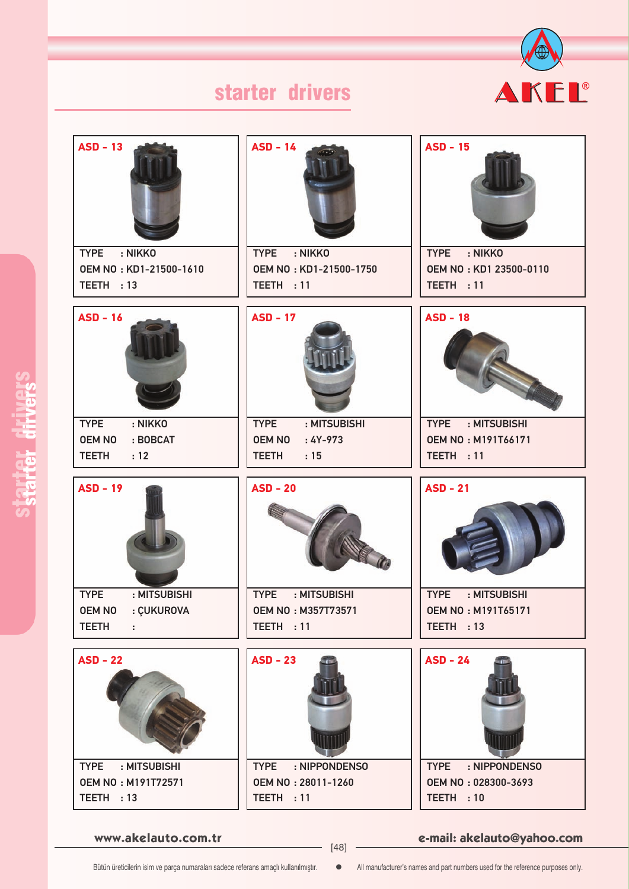# starter drivers

AKEL®

| Part | TYPE | OEM NO | TEETH |
|---|---|---|---|
| ASD - 13 | NIKKO | KD1-21500-1610 | 13 |
| ASD - 14 | NIKKO | KD1-21500-1750 | 11 |
| ASD - 15 | NIKKO | KD1 23500-0110 | 11 |
| ASD - 16 | NIKKO | BOBCAT | 12 |
| ASD - 17 | MITSUBISHI | 4Y-973 | 15 |
| ASD - 18 | MITSUBISHI | M191T66171 | 11 |
| ASD - 19 | MITSUBISHI | ÇUKUROVA | |
| ASD - 20 | MITSUBISHI | M357T73571 | 11 |
| ASD - 21 | MITSUBISHI | M191T65171 | 13 |
| ASD - 22 | MITSUBISHI | M191T72571 | 13 |
| ASD - 23 | NIPPONDENSO | 28011-1260 | 11 |
| ASD - 24 | NIPPONDENSO | 028300-3693 | 10 |

www.akelauto.com.tr — e-mail: akelauto@yahoo.com

Bütün üreticilerin isim ve parça numaraları sadece referans amaçlı kullanılmıştır. • All manufacturer's names and part numbers used for the reference purposes only.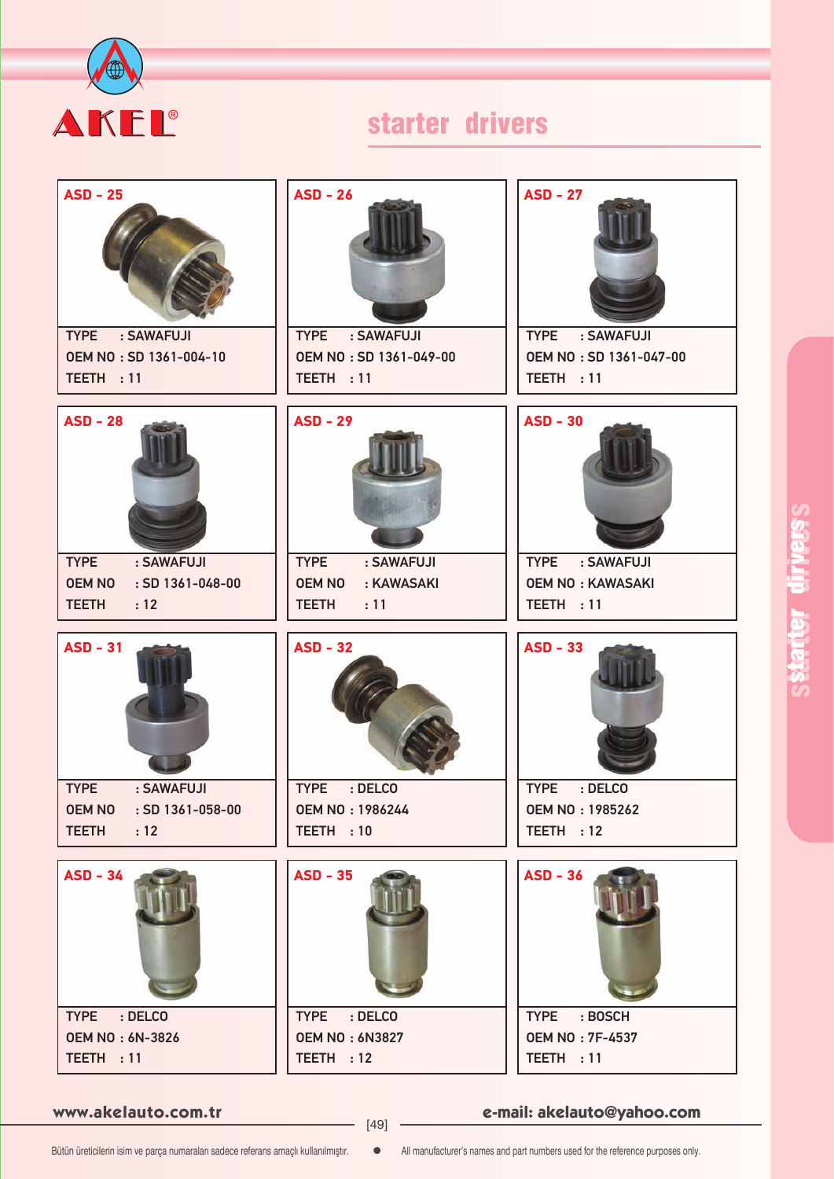# AKEL®

## starter drivers

| ASD - 25 | ASD - 26 | ASD - 27 |
|---|---|---|
| TYPE : SAWAFUJI | TYPE : SAWAFUJI | TYPE : SAWAFUJI |
| OEM NO : SD 1361-004-10 | OEM NO : SD 1361-049-00 | OEM NO : SD 1361-047-00 |
| TEETH : 11 | TEETH : 11 | TEETH : 11 |

| ASD - 28 | ASD - 29 | ASD - 30 |
|---|---|---|
| TYPE : SAWAFUJI | TYPE : SAWAFUJI | TYPE : SAWAFUJI |
| OEM NO : SD 1361-048-00 | OEM NO : KAWASAKI | OEM NO : KAWASAKI |
| TEETH : 12 | TEETH : 11 | TEETH : 11 |

| ASD - 31 | ASD - 32 | ASD - 33 |
|---|---|---|
| TYPE : SAWAFUJI | TYPE : DELCO | TYPE : DELCO |
| OEM NO : SD 1361-058-00 | OEM NO : 1986244 | OEM NO : 1985262 |
| TEETH : 12 | TEETH : 10 | TEETH : 12 |

| ASD - 34 | ASD - 35 | ASD - 36 |
|---|---|---|
| TYPE : DELCO | TYPE : DELCO | TYPE : BOSCH |
| OEM NO : 6N-3826 | OEM NO : 6N3827 | OEM NO : 7F-4537 |
| TEETH : 11 | TEETH : 12 | TEETH : 11 |

www.akelauto.com.tr — e-mail: akelauto@yahoo.com

Bütün üreticilerin isim ve parça numaraları sadece referans amaçlı kullanılmıştır. • All manufacturer's names and part numbers used for the reference purposes only.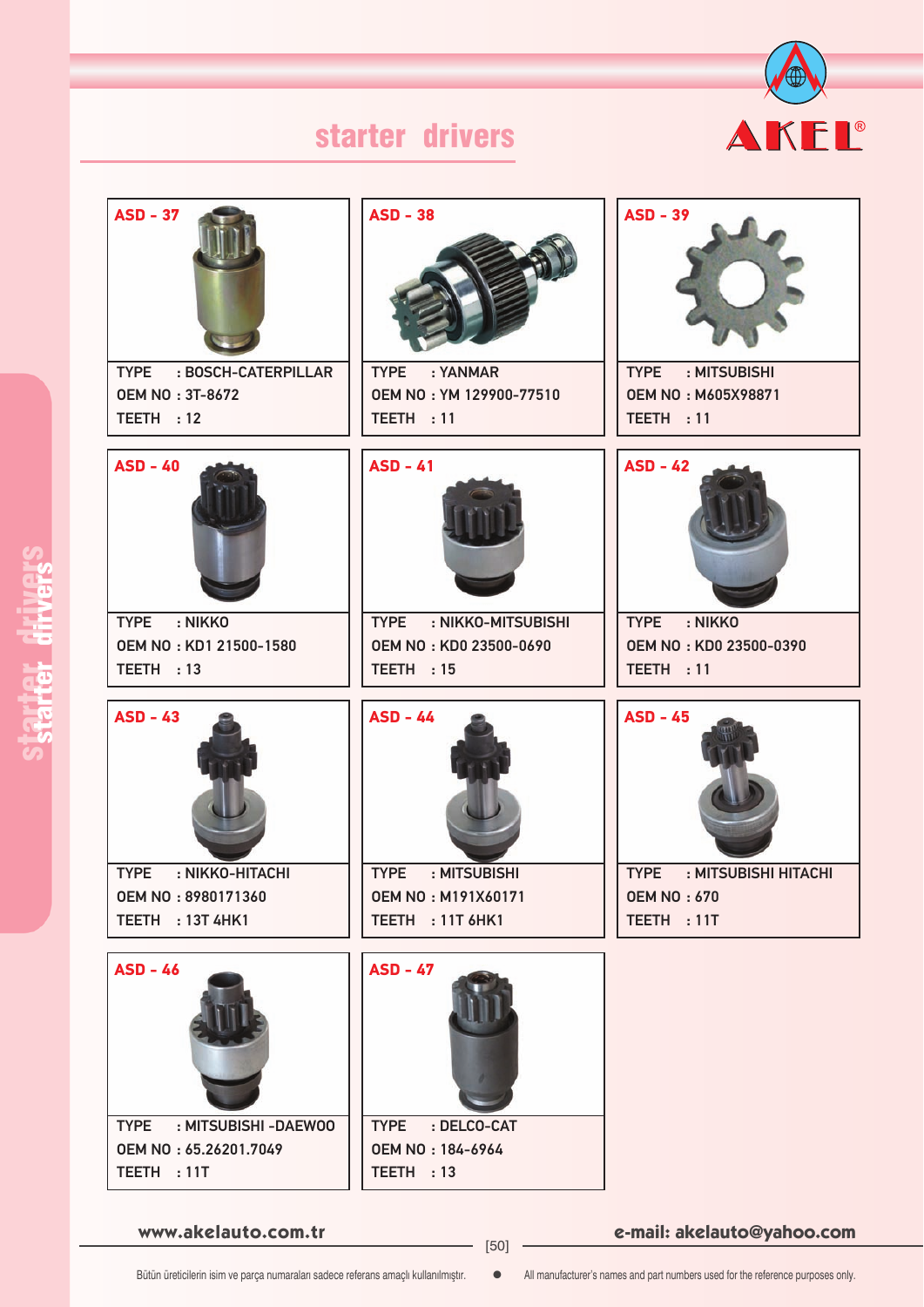# starter drivers

AKEL®

## ASD - 37

TYPE : BOSCH-CATERPILLAR
OEM NO : 3T-8672
TEETH : 12

## ASD - 38

TYPE : YANMAR
OEM NO : YM 129900-77510
TEETH : 11

## ASD - 39

TYPE : MITSUBISHI
OEM NO : M605X98871
TEETH : 11

## ASD - 40

TYPE : NIKKO
OEM NO : KD1 21500-1580
TEETH : 13

## ASD - 41

TYPE : NIKKO-MITSUBISHI
OEM NO : KD0 23500-0690
TEETH : 15

## ASD - 42

TYPE : NIKKO
OEM NO : KD0 23500-0390
TEETH : 11

## ASD - 43

TYPE : NIKKO-HITACHI
OEM NO : 8980171360
TEETH : 13T 4HK1

## ASD - 44

TYPE : MITSUBISHI
OEM NO : M191X60171
TEETH : 11T 6HK1

## ASD - 45

TYPE : MITSUBISHI HITACHI
OEM NO : 670
TEETH : 11T

## ASD - 46

TYPE : MITSUBISHI -DAEWOO
OEM NO : 65.26201.7049
TEETH : 11T

## ASD - 47

TYPE : DELCO-CAT
OEM NO : 184-6964
TEETH : 13

www.akelauto.com.tr

e-mail: akelauto@yahoo.com

Bütün üreticilerin isim ve parça numaraları sadece referans amaçlı kullanılmıştır. • All manufacturer's names and part numbers used for the reference purposes only.